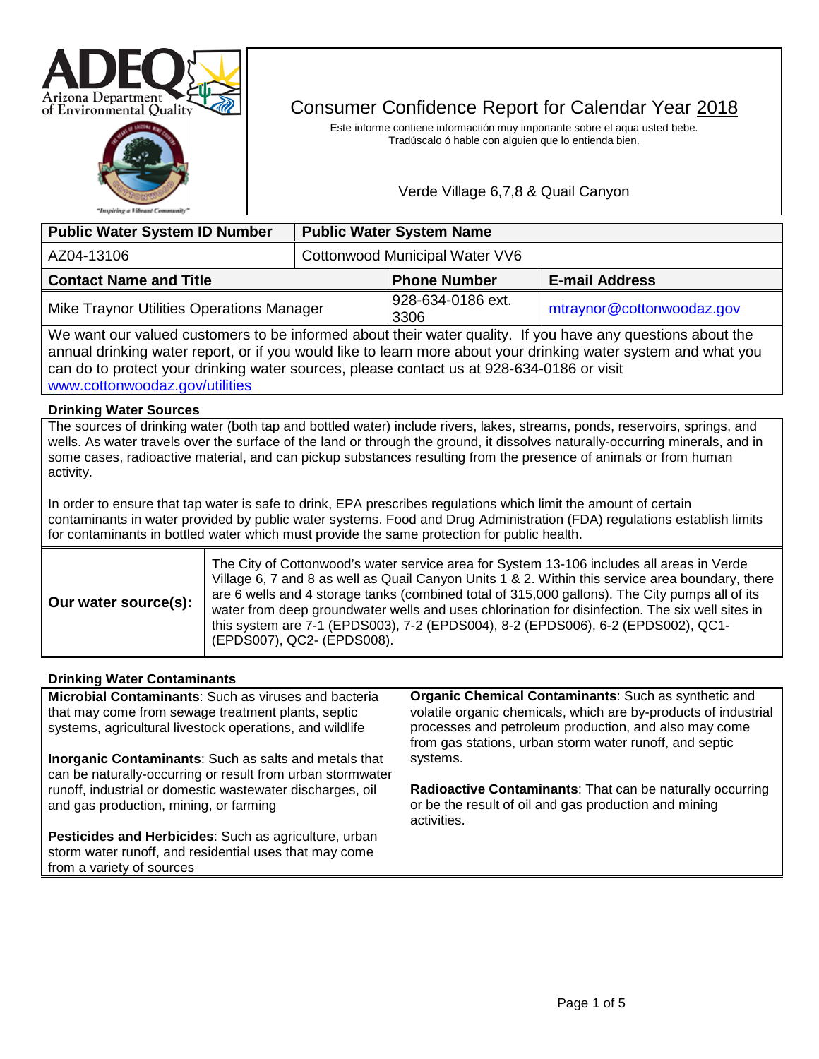# Consumer Confidence Report for Calendar Year 2018

Este informe contiene información muy importante sobre el aqua usted bebe. Tradúscalo ó hable con alguien que lo entienda bien.

Verde Village 6,7,8 & Quail Canyon

| Public Water System ID Number | Public Water System Name |
|---|---|
| AZ04-13106 | Cottonwood Municipal Water VV6 |

| Contact Name and Title | Phone Number | E-mail Address |
|---|---|---|
| Mike Traynor Utilities Operations Manager | 928-634-0186 ext. 3306 | mtraynor@cottonwoodaz.gov |

We want our valued customers to be informed about their water quality. If you have any questions about the annual drinking water report, or if you would like to learn more about your drinking water system and what you can do to protect your drinking water sources, please contact us at 928-634-0186 or visit www.cottonwoodaz.gov/utilities

## Drinking Water Sources

The sources of drinking water (both tap and bottled water) include rivers, lakes, streams, ponds, reservoirs, springs, and wells. As water travels over the surface of the land or through the ground, it dissolves naturally-occurring minerals, and in some cases, radioactive material, and can pickup substances resulting from the presence of animals or from human activity.

In order to ensure that tap water is safe to drink, EPA prescribes regulations which limit the amount of certain contaminants in water provided by public water systems. Food and Drug Administration (FDA) regulations establish limits for contaminants in bottled water which must provide the same protection for public health.

**Our water source(s):** The City of Cottonwood's water service area for System 13-106 includes all areas in Verde Village 6, 7 and 8 as well as Quail Canyon Units 1 & 2. Within this service area boundary, there are 6 wells and 4 storage tanks (combined total of 315,000 gallons). The City pumps all of its water from deep groundwater wells and uses chlorination for disinfection. The six well sites in this system are 7-1 (EPDS003), 7-2 (EPDS004), 8-2 (EPDS006), 6-2 (EPDS002), QC1- (EPDS007), QC2- (EPDS008).

## Drinking Water Contaminants

**Microbial Contaminants**: Such as viruses and bacteria that may come from sewage treatment plants, septic systems, agricultural livestock operations, and wildlife

**Inorganic Contaminants**: Such as salts and metals that can be naturally-occurring or result from urban stormwater runoff, industrial or domestic wastewater discharges, oil and gas production, mining, or farming

**Pesticides and Herbicides**: Such as agriculture, urban storm water runoff, and residential uses that may come from a variety of sources

**Organic Chemical Contaminants**: Such as synthetic and volatile organic chemicals, which are by-products of industrial processes and petroleum production, and also may come from gas stations, urban storm water runoff, and septic systems.

**Radioactive Contaminants**: That can be naturally occurring or be the result of oil and gas production and mining activities.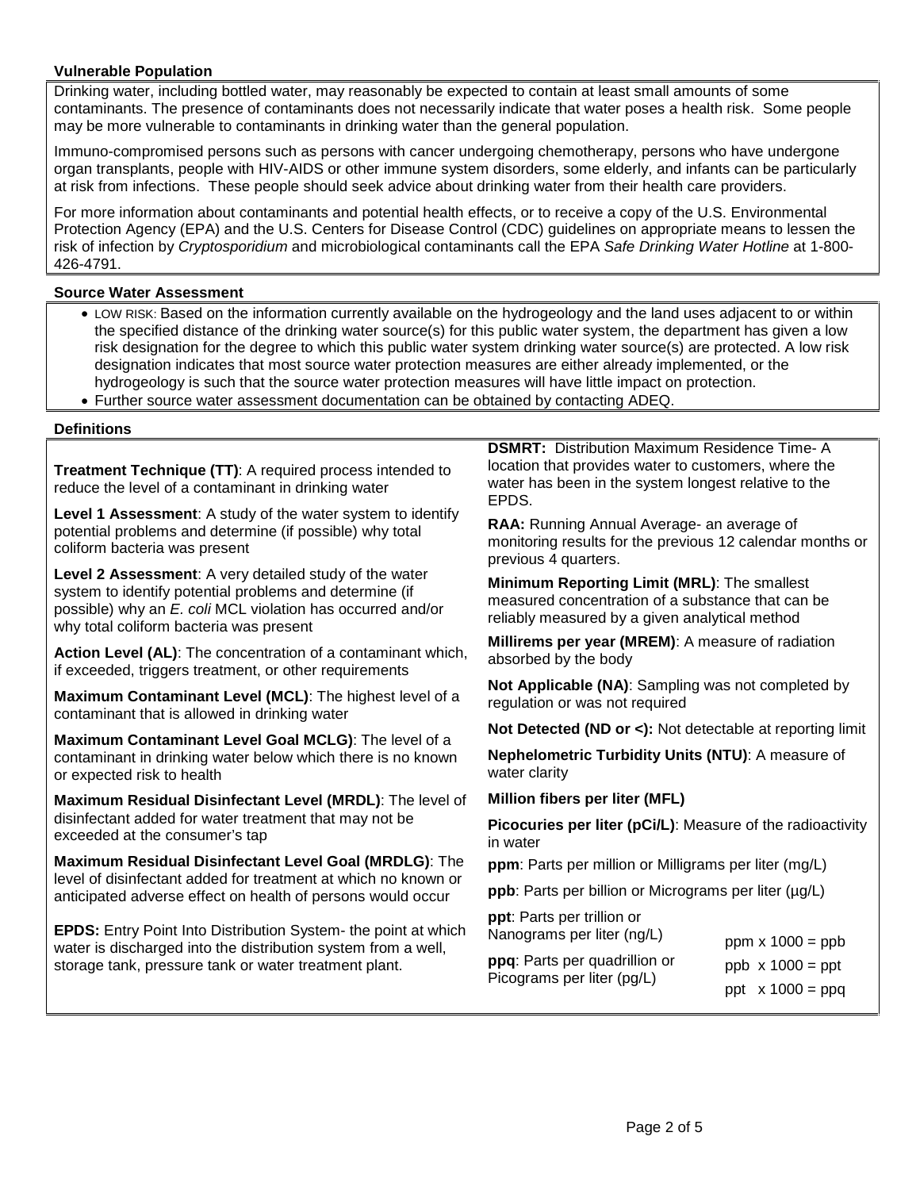### Vulnerable Population

Drinking water, including bottled water, may reasonably be expected to contain at least small amounts of some contaminants. The presence of contaminants does not necessarily indicate that water poses a health risk. Some people may be more vulnerable to contaminants in drinking water than the general population.

Immuno-compromised persons such as persons with cancer undergoing chemotherapy, persons who have undergone organ transplants, people with HIV-AIDS or other immune system disorders, some elderly, and infants can be particularly at risk from infections. These people should seek advice about drinking water from their health care providers.

For more information about contaminants and potential health effects, or to receive a copy of the U.S. Environmental Protection Agency (EPA) and the U.S. Centers for Disease Control (CDC) guidelines on appropriate means to lessen the risk of infection by *Cryptosporidium* and microbiological contaminants call the EPA *Safe Drinking Water Hotline* at 1-800-426-4791.

### Source Water Assessment

- LOW RISK: Based on the information currently available on the hydrogeology and the land uses adjacent to or within the specified distance of the drinking water source(s) for this public water system, the department has given a low risk designation for the degree to which this public water system drinking water source(s) are protected. A low risk designation indicates that most source water protection measures are either already implemented, or the hydrogeology is such that the source water protection measures will have little impact on protection.
- Further source water assessment documentation can be obtained by contacting ADEQ.

### Definitions

**Treatment Technique (TT)**: A required process intended to reduce the level of a contaminant in drinking water

**Level 1 Assessment**: A study of the water system to identify potential problems and determine (if possible) why total coliform bacteria was present

**Level 2 Assessment**: A very detailed study of the water system to identify potential problems and determine (if possible) why an *E. coli* MCL violation has occurred and/or why total coliform bacteria was present

**Action Level (AL)**: The concentration of a contaminant which, if exceeded, triggers treatment, or other requirements

**Maximum Contaminant Level (MCL)**: The highest level of a contaminant that is allowed in drinking water

**Maximum Contaminant Level Goal MCLG)**: The level of a contaminant in drinking water below which there is no known or expected risk to health

**Maximum Residual Disinfectant Level (MRDL)**: The level of disinfectant added for water treatment that may not be exceeded at the consumer's tap

**Maximum Residual Disinfectant Level Goal (MRDLG)**: The level of disinfectant added for treatment at which no known or anticipated adverse effect on health of persons would occur

**EPDS:** Entry Point Into Distribution System- the point at which water is discharged into the distribution system from a well, storage tank, pressure tank or water treatment plant.

**DSMRT:** Distribution Maximum Residence Time- A location that provides water to customers, where the water has been in the system longest relative to the EPDS.

**RAA:** Running Annual Average- an average of monitoring results for the previous 12 calendar months or previous 4 quarters.

**Minimum Reporting Limit (MRL)**: The smallest measured concentration of a substance that can be reliably measured by a given analytical method

**Millirems per year (MREM)**: A measure of radiation absorbed by the body

**Not Applicable (NA)**: Sampling was not completed by regulation or was not required

**Not Detected (ND or <):** Not detectable at reporting limit

**Nephelometric Turbidity Units (NTU)**: A measure of water clarity

**Million fibers per liter (MFL)**

**Picocuries per liter (pCi/L)**: Measure of the radioactivity in water

**ppm**: Parts per million or Milligrams per liter (mg/L)

**ppb**: Parts per billion or Micrograms per liter (µg/L)

**ppt**: Parts per trillion or Nanograms per liter (ng/L)

**ppq**: Parts per quadrillion or Picograms per liter (pg/L)

ppm x 1000 = ppb

ppb x 1000 = ppt

ppt x 1000 = ppq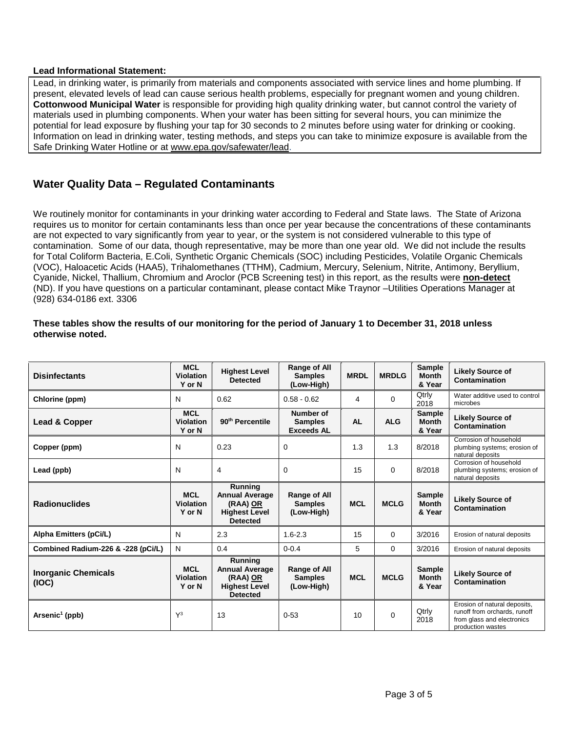**Lead Informational Statement:**

Lead, in drinking water, is primarily from materials and components associated with service lines and home plumbing. If present, elevated levels of lead can cause serious health problems, especially for pregnant women and young children. **Cottonwood Municipal Water** is responsible for providing high quality drinking water, but cannot control the variety of materials used in plumbing components. When your water has been sitting for several hours, you can minimize the potential for lead exposure by flushing your tap for 30 seconds to 2 minutes before using water for drinking or cooking. Information on lead in drinking water, testing methods, and steps you can take to minimize exposure is available from the Safe Drinking Water Hotline or at www.epa.gov/safewater/lead.

## Water Quality Data – Regulated Contaminants

We routinely monitor for contaminants in your drinking water according to Federal and State laws. The State of Arizona requires us to monitor for certain contaminants less than once per year because the concentrations of these contaminants are not expected to vary significantly from year to year, or the system is not considered vulnerable to this type of contamination. Some of our data, though representative, may be more than one year old. We did not include the results for Total Coliform Bacteria, E.Coli, Synthetic Organic Chemicals (SOC) including Pesticides, Volatile Organic Chemicals (VOC), Haloacetic Acids (HAA5), Trihalomethanes (TTHM), Cadmium, Mercury, Selenium, Nitrite, Antimony, Beryllium, Cyanide, Nickel, Thallium, Chromium and Aroclor (PCB Screening test) in this report, as the results were **non-detect** (ND). If you have questions on a particular contaminant, please contact Mike Traynor –Utilities Operations Manager at (928) 634-0186 ext. 3306

**These tables show the results of our monitoring for the period of January 1 to December 31, 2018 unless otherwise noted.**

| **Disinfectants** | **MCL Violation Y or N** | **Highest Level Detected** | **Range of All Samples (Low-High)** | **MRDL** | **MRDLG** | **Sample Month & Year** | **Likely Source of Contamination** |
|---|---|---|---|---|---|---|---|
| **Chlorine (ppm)** | N | 0.62 | 0.58 - 0.62 | 4 | 0 | Qtrly 2018 | Water additive used to control microbes |
| **Lead & Copper** | **MCL Violation Y or N** | **90th Percentile** | **Number of Samples Exceeds AL** | **AL** | **ALG** | **Sample Month & Year** | **Likely Source of Contamination** |
| **Copper (ppm)** | N | 0.23 | 0 | 1.3 | 1.3 | 8/2018 | Corrosion of household plumbing systems; erosion of natural deposits |
| **Lead (ppb)** | N | 4 | 0 | 15 | 0 | 8/2018 | Corrosion of household plumbing systems; erosion of natural deposits |
| **Radionuclides** | **MCL Violation Y or N** | **Running Annual Average (RAA) OR Highest Level Detected** | **Range of All Samples (Low-High)** | **MCL** | **MCLG** | **Sample Month & Year** | **Likely Source of Contamination** |
| **Alpha Emitters (pCi/L)** | N | 2.3 | 1.6-2.3 | 15 | 0 | 3/2016 | Erosion of natural deposits |
| **Combined Radium-226 & -228 (pCi/L)** | N | 0.4 | 0-0.4 | 5 | 0 | 3/2016 | Erosion of natural deposits |
| **Inorganic Chemicals (IOC)** | **MCL Violation Y or N** | **Running Annual Average (RAA) OR Highest Level Detected** | **Range of All Samples (Low-High)** | **MCL** | **MCLG** | **Sample Month & Year** | **Likely Source of Contamination** |
| **Arsenic[1] (ppb)** | Y[3] | 13 | 0-53 | 10 | 0 | Qtrly 2018 | Erosion of natural deposits, runoff from orchards, runoff from glass and electronics production wastes |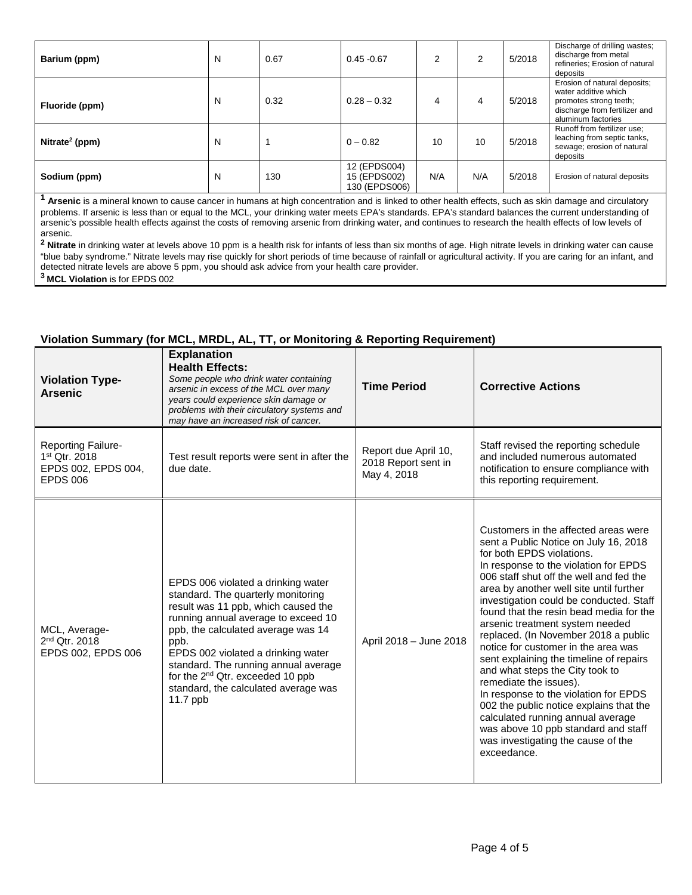| | | | | | | | |
|---|---|---|---|---|---|---|---|
| **Barium (ppm)** | N | 0.67 | 0.45 -0.67 | 2 | 2 | 5/2018 | Discharge of drilling wastes; discharge from metal refineries; Erosion of natural deposits |
| **Fluoride (ppm)** | N | 0.32 | 0.28 – 0.32 | 4 | 4 | 5/2018 | Erosion of natural deposits; water additive which promotes strong teeth; discharge from fertilizer and aluminum factories |
| **Nitrate[2] (ppm)** | N | 1 | 0 – 0.82 | 10 | 10 | 5/2018 | Runoff from fertilizer use; leaching from septic tanks, sewage; erosion of natural deposits |
| **Sodium (ppm)** | N | 130 | 12 (EPDS004) 15 (EPDS002) 130 (EPDS006) | N/A | N/A | 5/2018 | Erosion of natural deposits |

[1] **Arsenic** is a mineral known to cause cancer in humans at high concentration and is linked to other health effects, such as skin damage and circulatory problems. If arsenic is less than or equal to the MCL, your drinking water meets EPA's standards. EPA's standard balances the current understanding of arsenic's possible health effects against the costs of removing arsenic from drinking water, and continues to research the health effects of low levels of arsenic.

[2] **Nitrate** in drinking water at levels above 10 ppm is a health risk for infants of less than six months of age. High nitrate levels in drinking water can cause "blue baby syndrome." Nitrate levels may rise quickly for short periods of time because of rainfall or agricultural activity. If you are caring for an infant, and detected nitrate levels are above 5 ppm, you should ask advice from your health care provider.

[3] **MCL Violation** is for EPDS 002

**Violation Summary (for MCL, MRDL, AL, TT, or Monitoring & Reporting Requirement)**

| **Violation Type-Arsenic** | **Explanation Health Effects:** *Some people who drink water containing arsenic in excess of the MCL over many years could experience skin damage or problems with their circulatory systems and may have an increased risk of cancer.* | **Time Period** | **Corrective Actions** |
|---|---|---|---|
| Reporting Failure- 1st Qtr. 2018 EPDS 002, EPDS 004, EPDS 006 | Test result reports were sent in after the due date. | Report due April 10, 2018 Report sent in May 4, 2018 | Staff revised the reporting schedule and included numerous automated notification to ensure compliance with this reporting requirement. |
| MCL, Average- 2nd Qtr. 2018 EPDS 002, EPDS 006 | EPDS 006 violated a drinking water standard. The quarterly monitoring result was 11 ppb, which caused the running annual average to exceed 10 ppb, the calculated average was 14 ppb. EPDS 002 violated a drinking water standard. The running annual average for the 2nd Qtr. exceeded 10 ppb standard, the calculated average was 11.7 ppb | April 2018 – June 2018 | Customers in the affected areas were sent a Public Notice on July 16, 2018 for both EPDS violations. In response to the violation for EPDS 006 staff shut off the well and fed the area by another well site until further investigation could be conducted. Staff found that the resin bead media for the arsenic treatment system needed replaced. (In November 2018 a public notice for customer in the area was sent explaining the timeline of repairs and what steps the City took to remediate the issues). In response to the violation for EPDS 002 the public notice explains that the calculated running annual average was above 10 ppb standard and staff was investigating the cause of the exceedance. |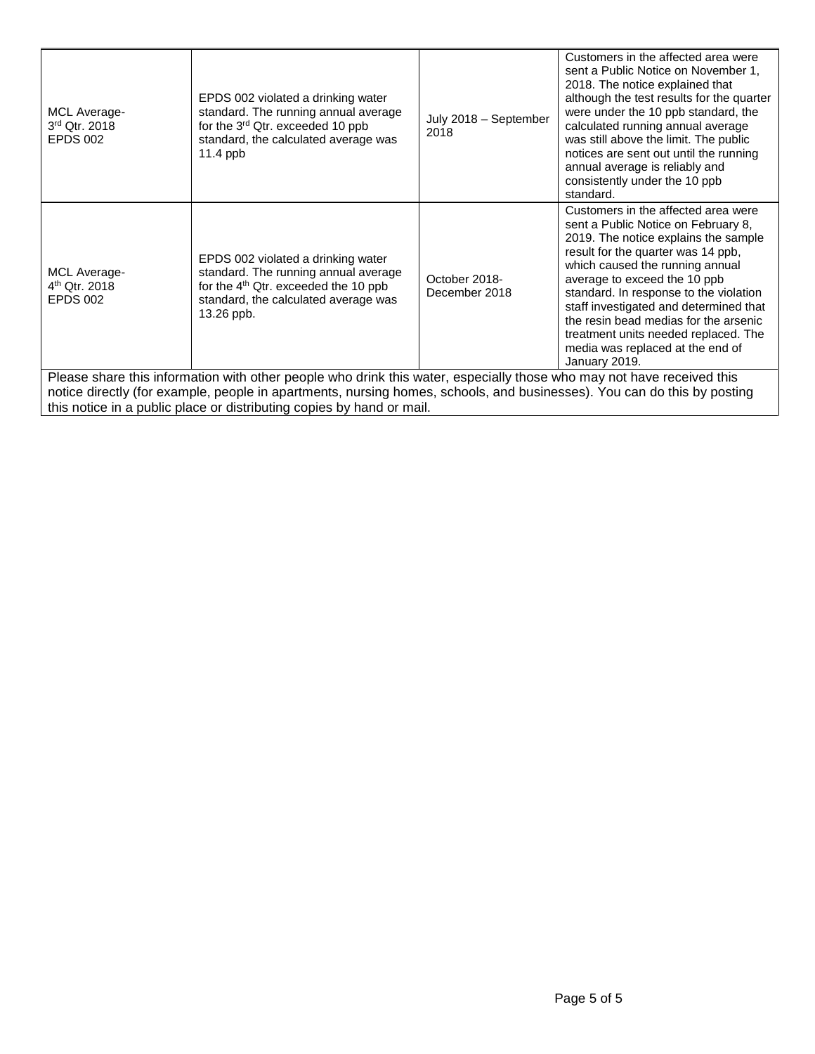| | | | |
|---|---|---|---|
| MCL Average-<br>3rd Qtr. 2018<br>EPDS 002 | EPDS 002 violated a drinking water standard. The running annual average for the 3rd Qtr. exceeded 10 ppb standard, the calculated average was 11.4 ppb | July 2018 – September 2018 | Customers in the affected area were sent a Public Notice on November 1, 2018. The notice explained that although the test results for the quarter were under the 10 ppb standard, the calculated running annual average was still above the limit. The public notices are sent out until the running annual average is reliably and consistently under the 10 ppb standard. |
| MCL Average-<br>4th Qtr. 2018<br>EPDS 002 | EPDS 002 violated a drinking water standard. The running annual average for the 4th Qtr. exceeded the 10 ppb standard, the calculated average was 13.26 ppb. | October 2018-December 2018 | Customers in the affected area were sent a Public Notice on February 8, 2019. The notice explains the sample result for the quarter was 14 ppb, which caused the running annual average to exceed the 10 ppb standard. In response to the violation staff investigated and determined that the resin bead medias for the arsenic treatment units needed replaced. The media was replaced at the end of January 2019. |

Please share this information with other people who drink this water, especially those who may not have received this notice directly (for example, people in apartments, nursing homes, schools, and businesses). You can do this by posting this notice in a public place or distributing copies by hand or mail.